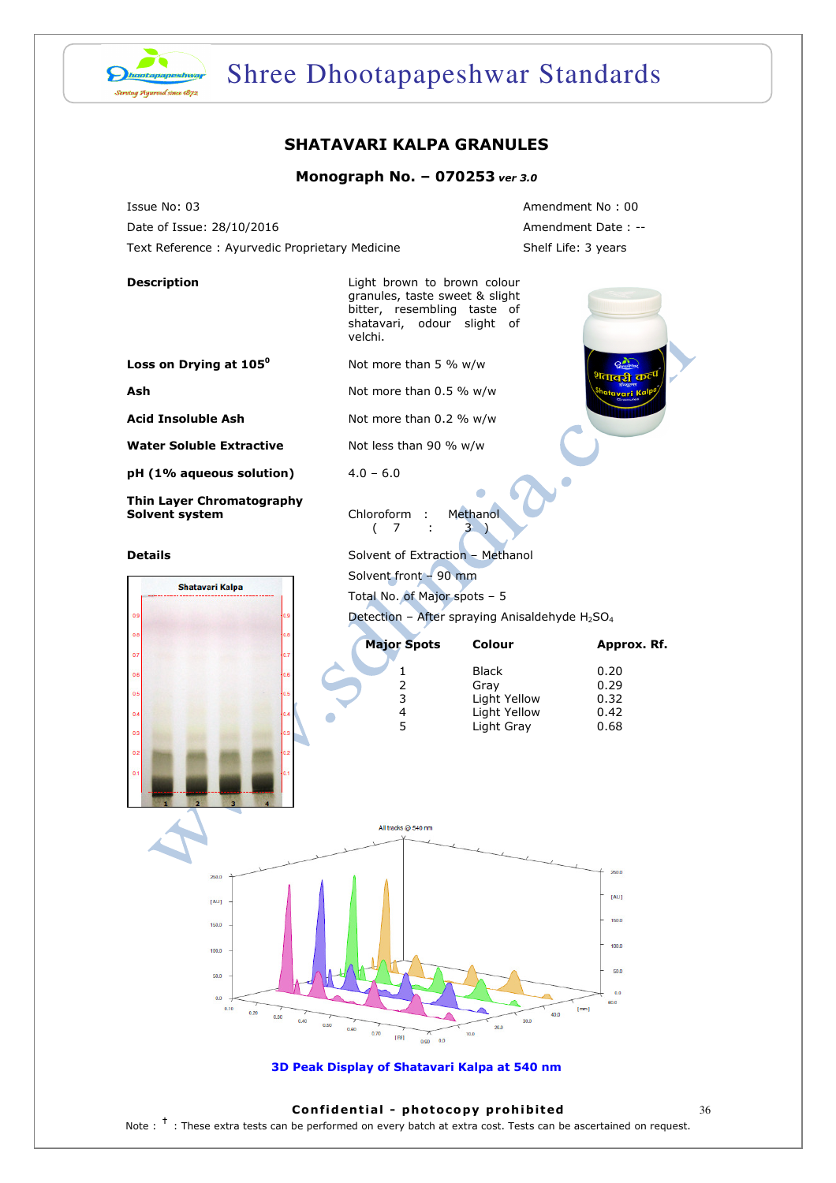# SHATAVARI KALPA GRANULES

## Monograph No. – 070253 *ver 3.0*

| | |
|---|---|
| Issue No: 03 | Amendment No : 00 |
| Date of Issue: 28/10/2016 | Amendment Date : -- |
| Text Reference : Ayurvedic Proprietary Medicine | Shelf Life: 3 years |

| | |
|---|---|
| **Description** | Light brown to brown colour granules, taste sweet & slight bitter, resembling taste of shatavari, odour slight of velchi. |
| **Loss on Drying at 105°** | Not more than 5 % w/w |
| **Ash** | Not more than 0.5 % w/w |
| **Acid Insoluble Ash** | Not more than 0.2 % w/w |
| **Water Soluble Extractive** | Not less than 90 % w/w |
| **pH (1% aqueous solution)** | 4.0 – 6.0 |
| **Thin Layer Chromatography Solvent system** | Chloroform : Methanol ( 7 : 3 ) |

**Details**

Solvent of Extraction – Methanol

Solvent front – 90 mm

Total No. of Major spots – 5

Detection – After spraying Anisaldehyde $H_2SO_4$

| Major Spots | Colour | Approx. Rf. |
|---|---|---|
| 1 | Black | 0.20 |
| 2 | Gray | 0.29 |
| 3 | Light Yellow | 0.32 |
| 4 | Light Yellow | 0.42 |
| 5 | Light Gray | 0.68 |

3D Peak Display of Shatavari Kalpa at 540 nm

Confidential - photocopy prohibited

Note : † : These extra tests can be performed on every batch at extra cost. Tests can be ascertained on request.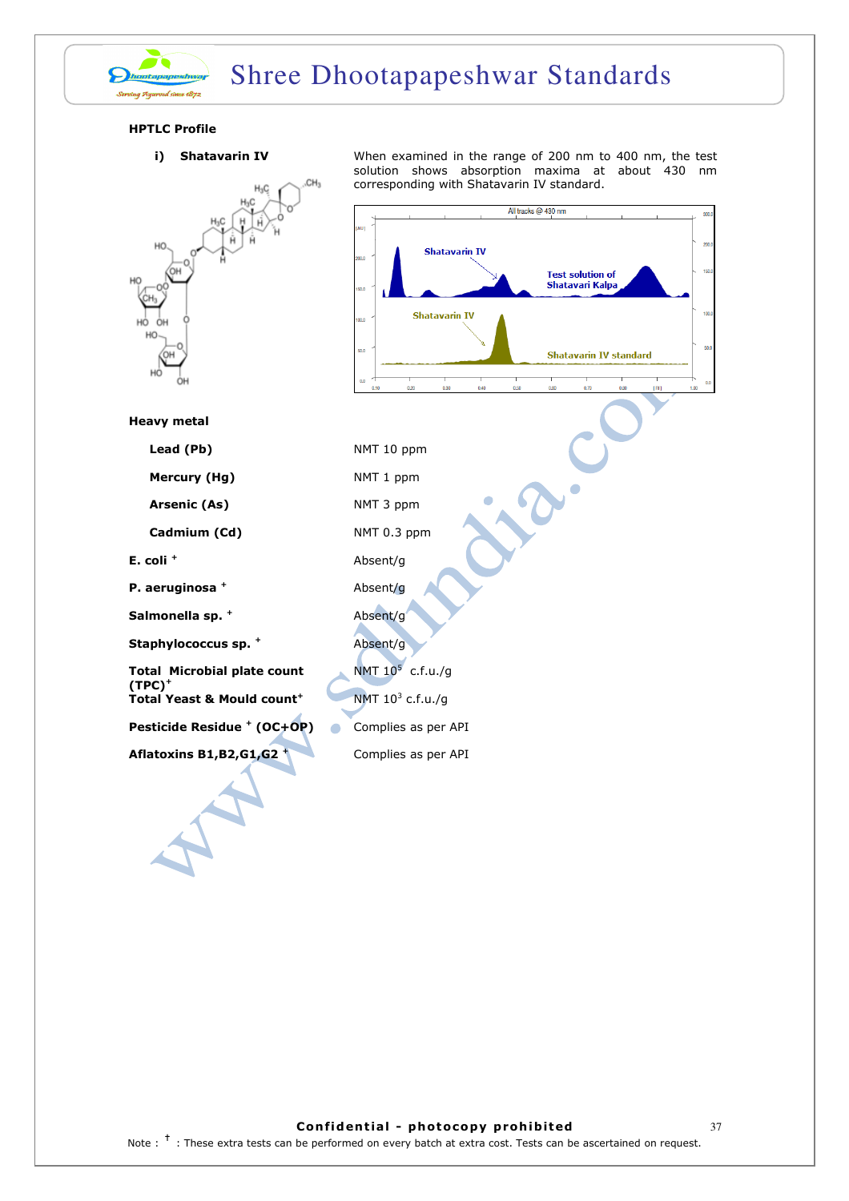## HPTLC Profile

**i) Shatavarin IV**

When examined in the range of 200 nm to 400 nm, the test solution shows absorption maxima at about 430 nm corresponding with Shatavarin IV standard.

All tracks @ 430 nm

Shatavarin IV

Test solution of Shatavari Kalpa

Shatavarin IV

Shatavarin IV standard

| | |
|---|---|
| **Heavy metal** | |
| **Lead (Pb)** | NMT 10 ppm |
| **Mercury (Hg)** | NMT 1 ppm |
| **Arsenic (As)** | NMT 3 ppm |
| **Cadmium (Cd)** | NMT 0.3 ppm |
| **E. coli** † | Absent/g |
| **P. aeruginosa** † | Absent/g |
| **Salmonella sp.** † | Absent/g |
| **Staphylococcus sp.** † | Absent/g |
| **Total Microbial plate count (TPC)**† | NMT $10^5$ c.f.u./g |
| **Total Yeast & Mould count**† | NMT $10^3$ c.f.u./g |
| **Pesticide Residue** † **(OC+OP)** | Complies as per API |
| **Aflatoxins B1,B2,G1,G2** † | Complies as per API |

**Confidential - photocopy prohibited**

Note : † : These extra tests can be performed on every batch at extra cost. Tests can be ascertained on request.